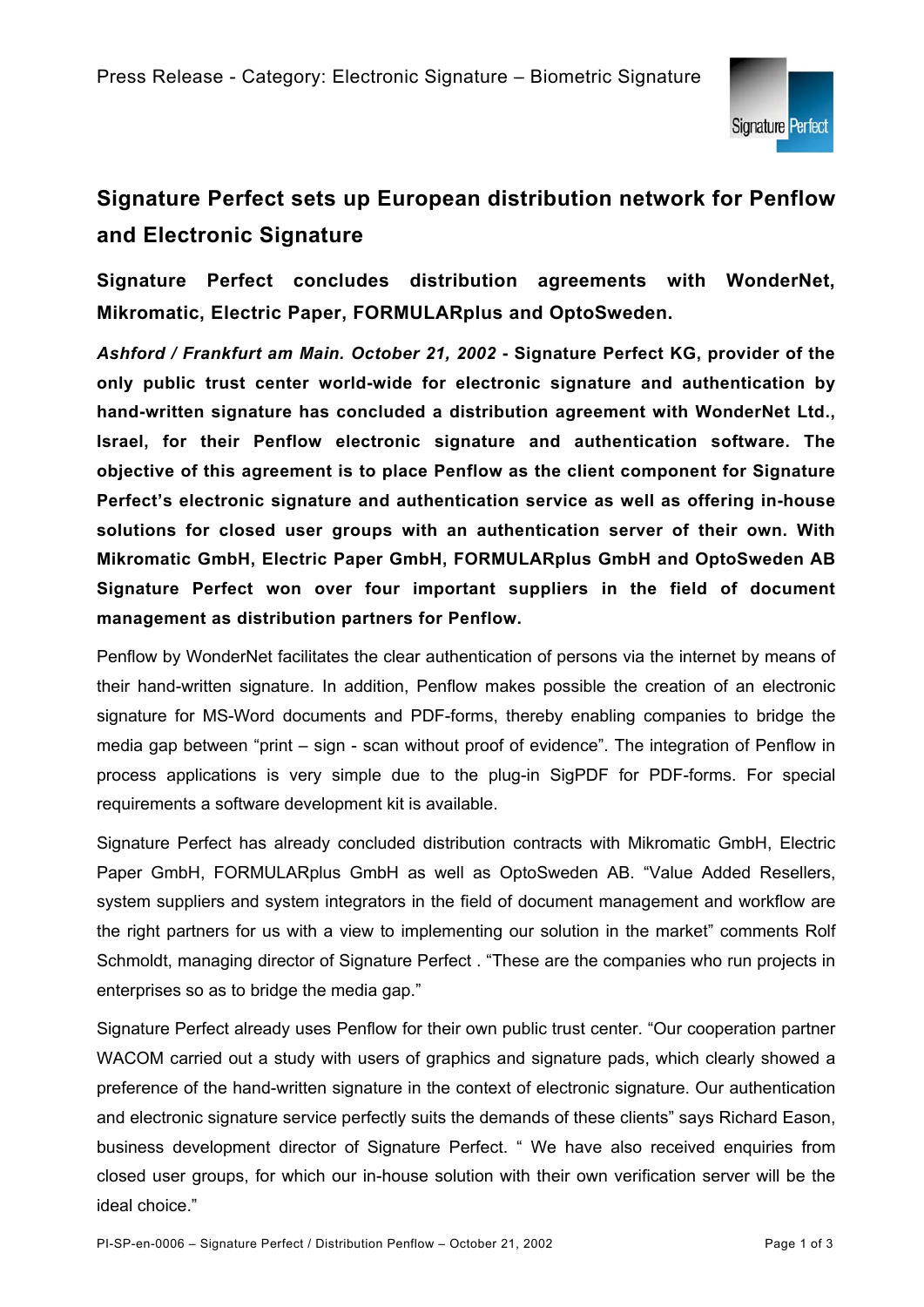Press Release - Category: Electronic Signature – Biometric Signature

# Signature Perfect sets up European distribution network for Penflow and Electronic Signature

## Signature Perfect concludes distribution agreements with WonderNet, Mikromatic, Electric Paper, FORMULARplus and OptoSweden.

***Ashford / Frankfurt am Main. October 21, 2002*** **- Signature Perfect KG, provider of the only public trust center world-wide for electronic signature and authentication by hand-written signature has concluded a distribution agreement with WonderNet Ltd., Israel, for their Penflow electronic signature and authentication software. The objective of this agreement is to place Penflow as the client component for Signature Perfect's electronic signature and authentication service as well as offering in-house solutions for closed user groups with an authentication server of their own. With Mikromatic GmbH, Electric Paper GmbH, FORMULARplus GmbH and OptoSweden AB Signature Perfect won over four important suppliers in the field of document management as distribution partners for Penflow.**

Penflow by WonderNet facilitates the clear authentication of persons via the internet by means of their hand-written signature. In addition, Penflow makes possible the creation of an electronic signature for MS-Word documents and PDF-forms, thereby enabling companies to bridge the media gap between "print – sign - scan without proof of evidence". The integration of Penflow in process applications is very simple due to the plug-in SigPDF for PDF-forms. For special requirements a software development kit is available.

Signature Perfect has already concluded distribution contracts with Mikromatic GmbH, Electric Paper GmbH, FORMULARplus GmbH as well as OptoSweden AB. "Value Added Resellers, system suppliers and system integrators in the field of document management and workflow are the right partners for us with a view to implementing our solution in the market" comments Rolf Schmoldt, managing director of Signature Perfect . "These are the companies who run projects in enterprises so as to bridge the media gap."

Signature Perfect already uses Penflow for their own public trust center. "Our cooperation partner WACOM carried out a study with users of graphics and signature pads, which clearly showed a preference of the hand-written signature in the context of electronic signature. Our authentication and electronic signature service perfectly suits the demands of these clients" says Richard Eason, business development director of Signature Perfect. " We have also received enquiries from closed user groups, for which our in-house solution with their own verification server will be the ideal choice."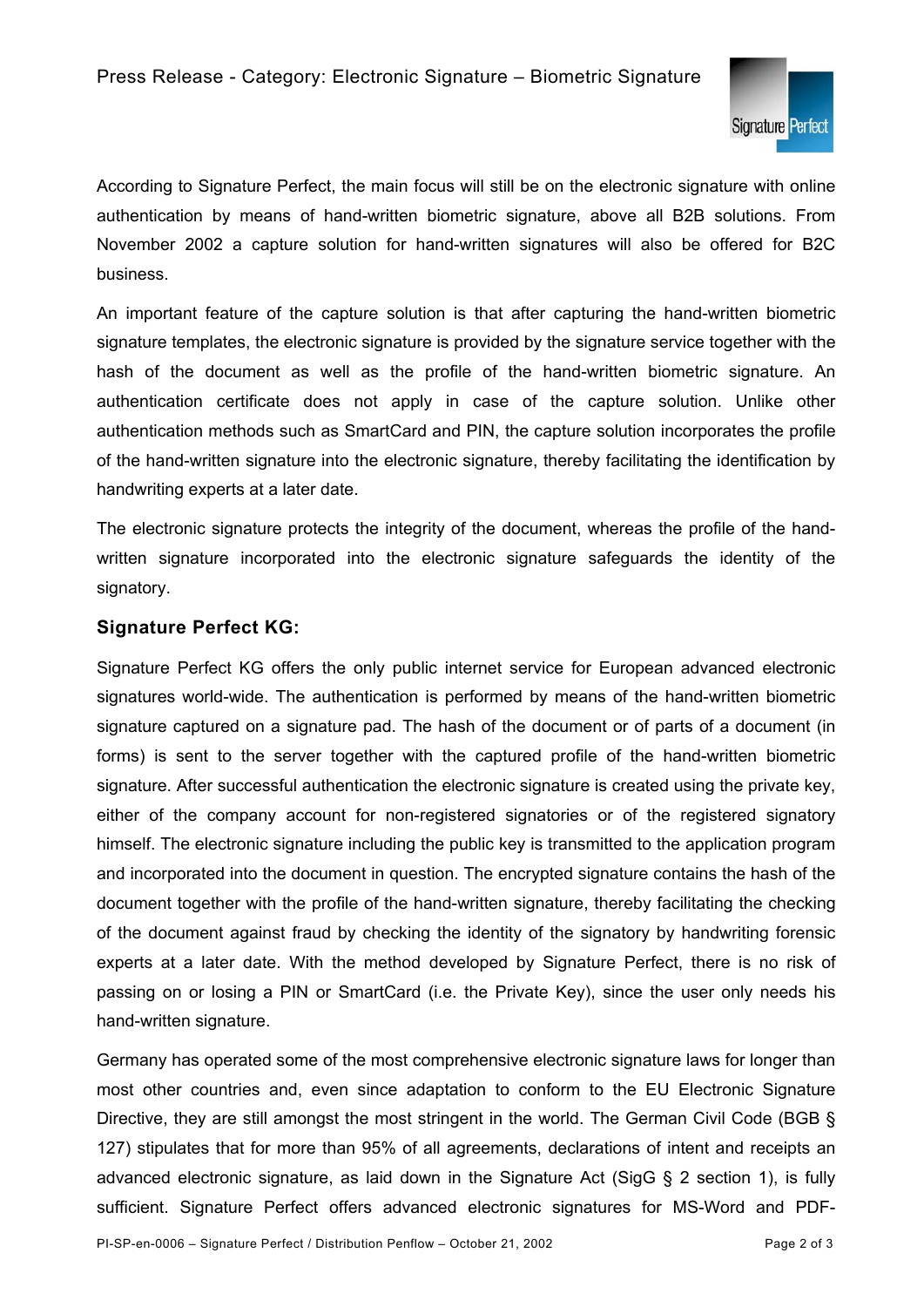According to Signature Perfect, the main focus will still be on the electronic signature with online authentication by means of hand-written biometric signature, above all B2B solutions. From November 2002 a capture solution for hand-written signatures will also be offered for B2C business.

An important feature of the capture solution is that after capturing the hand-written biometric signature templates, the electronic signature is provided by the signature service together with the hash of the document as well as the profile of the hand-written biometric signature. An authentication certificate does not apply in case of the capture solution. Unlike other authentication methods such as SmartCard and PIN, the capture solution incorporates the profile of the hand-written signature into the electronic signature, thereby facilitating the identification by handwriting experts at a later date.

The electronic signature protects the integrity of the document, whereas the profile of the hand-written signature incorporated into the electronic signature safeguards the identity of the signatory.

### Signature Perfect KG:

Signature Perfect KG offers the only public internet service for European advanced electronic signatures world-wide. The authentication is performed by means of the hand-written biometric signature captured on a signature pad. The hash of the document or of parts of a document (in forms) is sent to the server together with the captured profile of the hand-written biometric signature. After successful authentication the electronic signature is created using the private key, either of the company account for non-registered signatories or of the registered signatory himself. The electronic signature including the public key is transmitted to the application program and incorporated into the document in question. The encrypted signature contains the hash of the document together with the profile of the hand-written signature, thereby facilitating the checking of the document against fraud by checking the identity of the signatory by handwriting forensic experts at a later date. With the method developed by Signature Perfect, there is no risk of passing on or losing a PIN or SmartCard (i.e. the Private Key), since the user only needs his hand-written signature.

Germany has operated some of the most comprehensive electronic signature laws for longer than most other countries and, even since adaptation to conform to the EU Electronic Signature Directive, they are still amongst the most stringent in the world. The German Civil Code (BGB § 127) stipulates that for more than 95% of all agreements, declarations of intent and receipts an advanced electronic signature, as laid down in the Signature Act (SigG § 2 section 1), is fully sufficient. Signature Perfect offers advanced electronic signatures for MS-Word and PDF-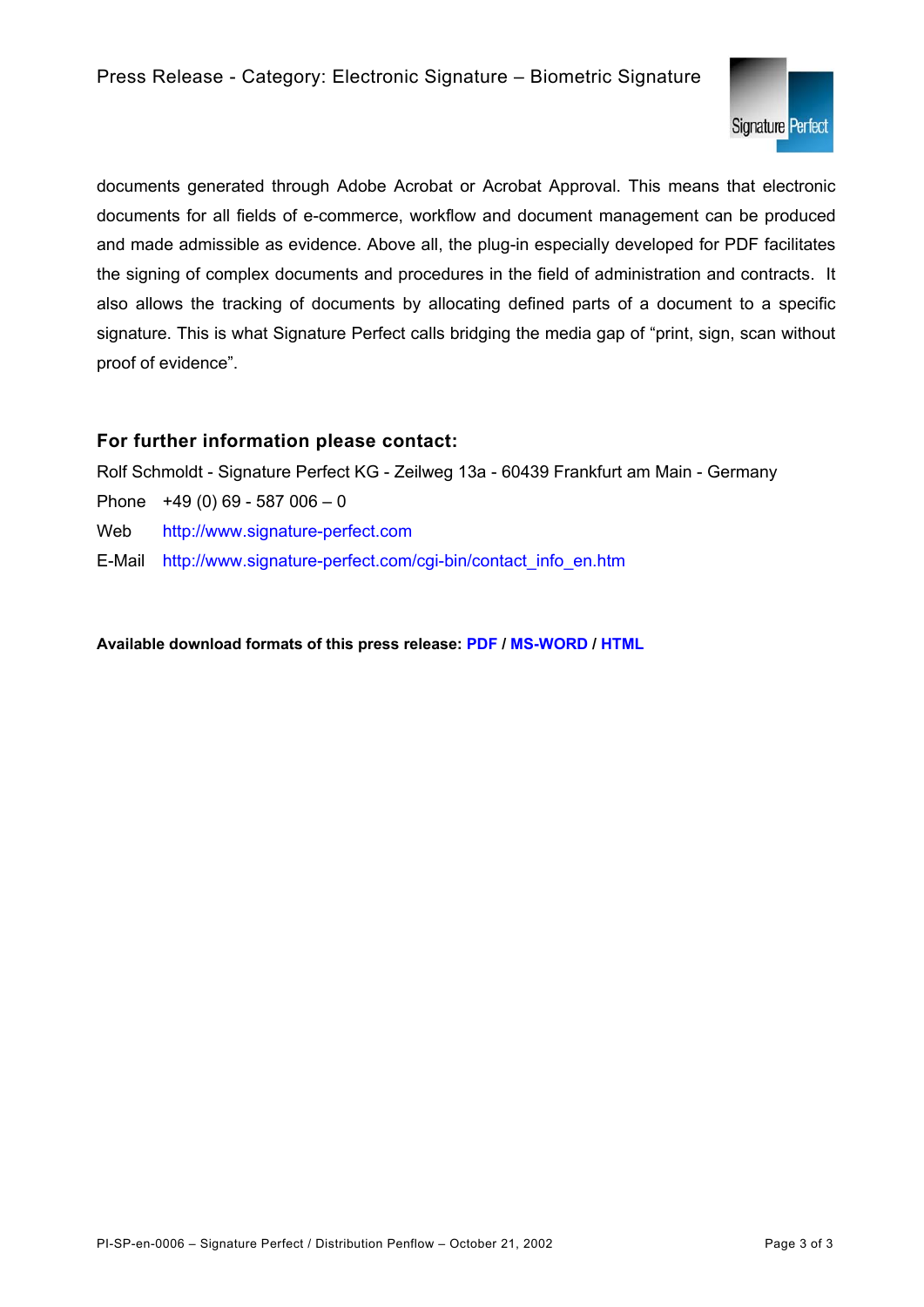documents generated through Adobe Acrobat or Acrobat Approval. This means that electronic documents for all fields of e-commerce, workflow and document management can be produced and made admissible as evidence. Above all, the plug-in especially developed for PDF facilitates the signing of complex documents and procedures in the field of administration and contracts. It also allows the tracking of documents by allocating defined parts of a document to a specific signature. This is what Signature Perfect calls bridging the media gap of "print, sign, scan without proof of evidence".

### For further information please contact:

Rolf Schmoldt - Signature Perfect KG - Zeilweg 13a - 60439 Frankfurt am Main - Germany

Phone +49 (0) 69 - 587 006 – 0

Web http://www.signature-perfect.com

E-Mail http://www.signature-perfect.com/cgi-bin/contact_info_en.htm

**Available download formats of this press release: PDF / MS-WORD / HTML**